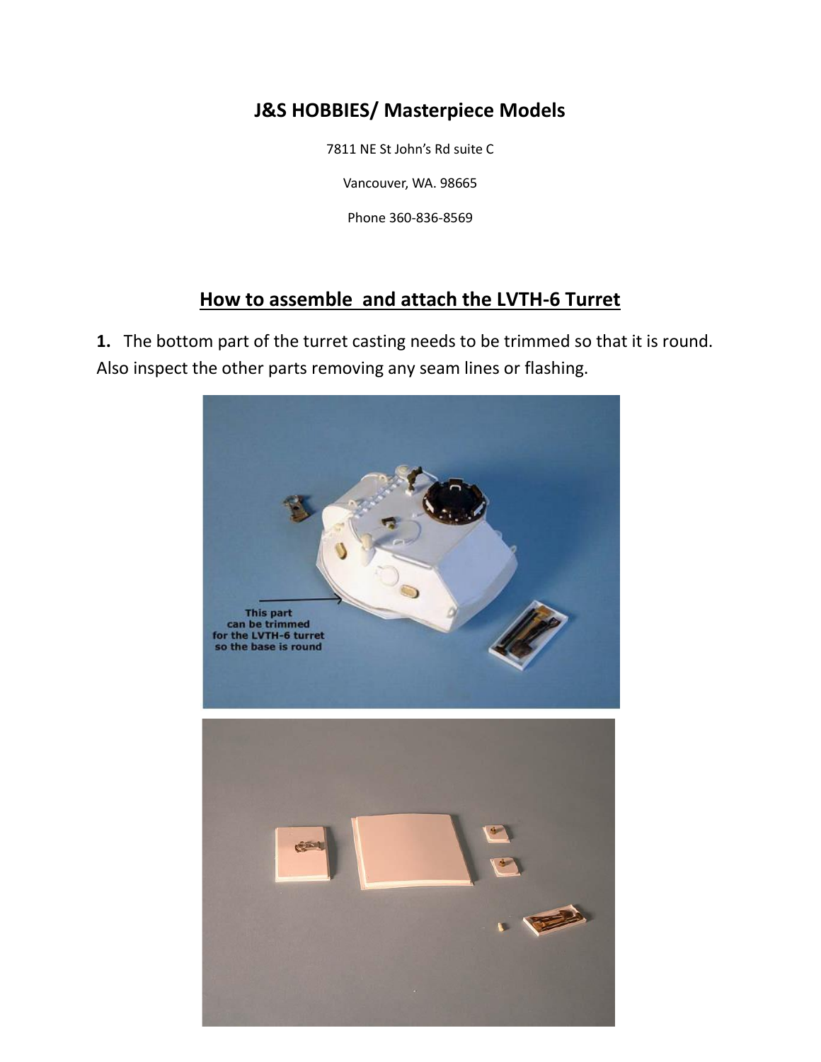## J&S HOBBIES/ Masterpiece Models

7811 NE St John's Rd suite C

Vancouver, WA. 98665

Phone 360-836-8569

## How to assemble  and attach the LVTH-6 Turret

**1.** The bottom part of the turret casting needs to be trimmed so that it is round. Also inspect the other parts removing any seam lines or flashing.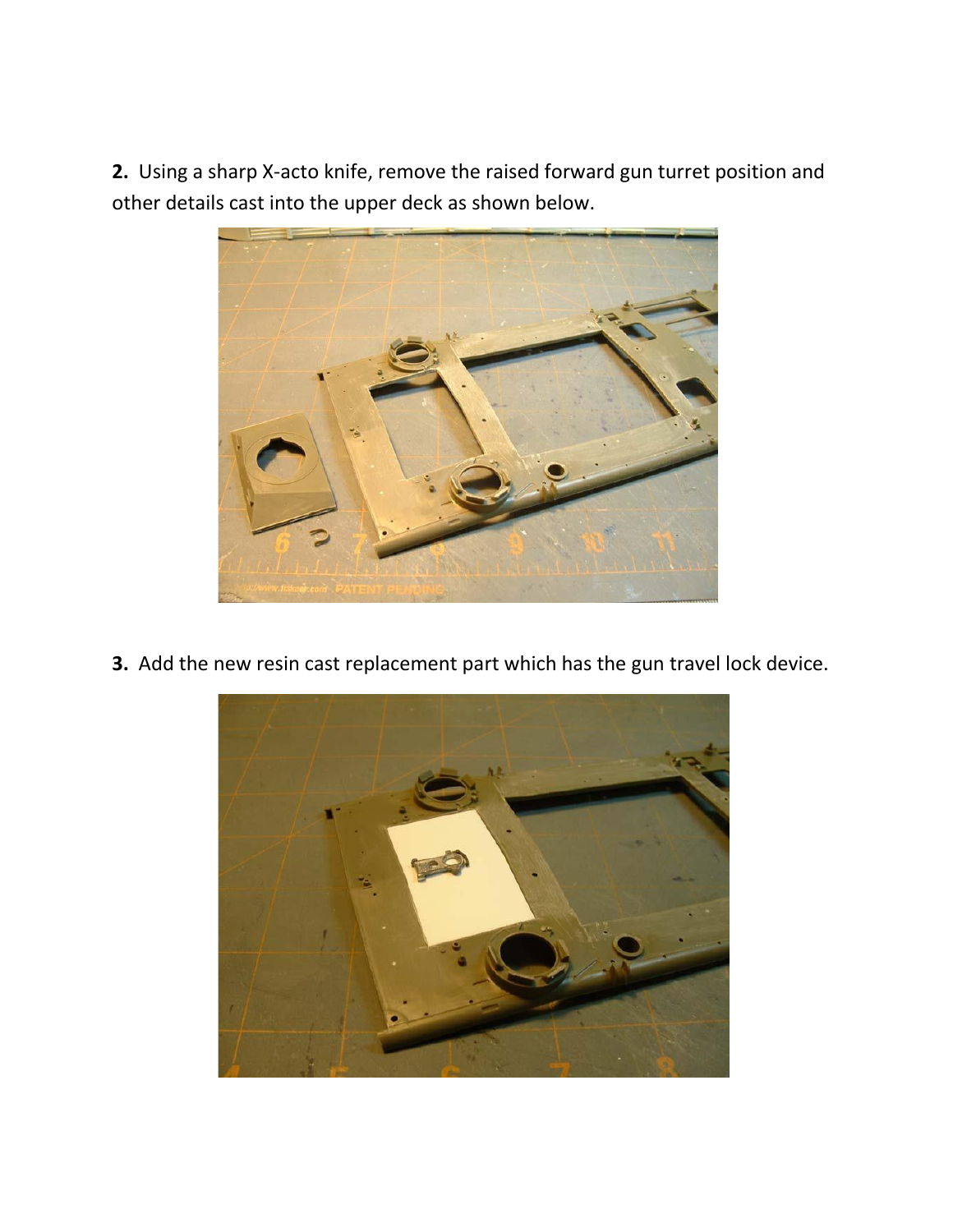**2.** Using a sharp X-acto knife, remove the raised forward gun turret position and other details cast into the upper deck as shown below.

**3.** Add the new resin cast replacement part which has the gun travel lock device.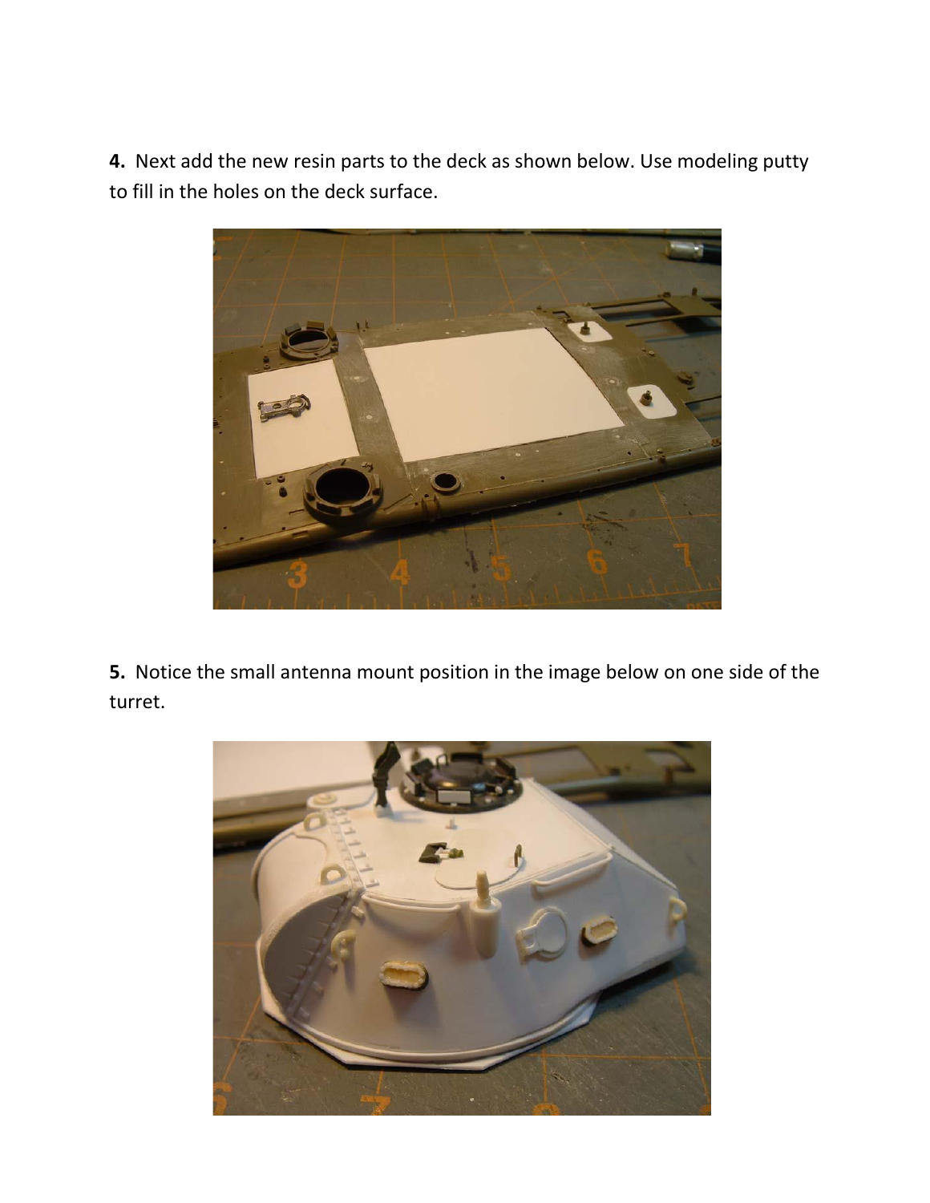**4.** Next add the new resin parts to the deck as shown below. Use modeling putty to fill in the holes on the deck surface.

**5.** Notice the small antenna mount position in the image below on one side of the turret.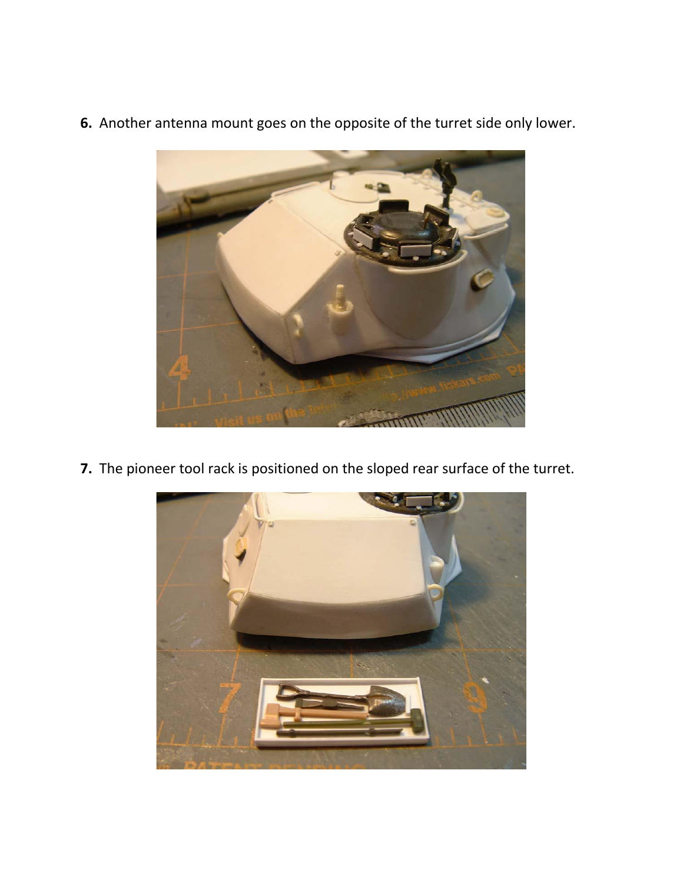**6.** Another antenna mount goes on the opposite of the turret side only lower.

**7.** The pioneer tool rack is positioned on the sloped rear surface of the turret.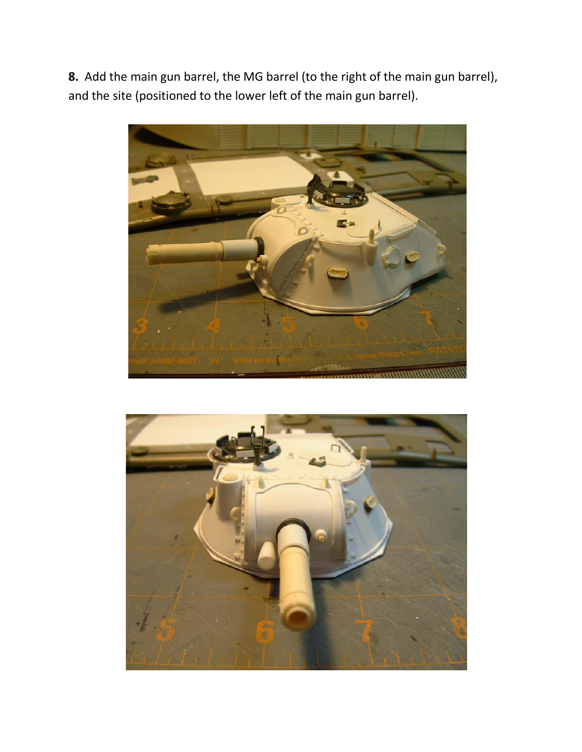**8.** Add the main gun barrel, the MG barrel (to the right of the main gun barrel), and the site (positioned to the lower left of the main gun barrel).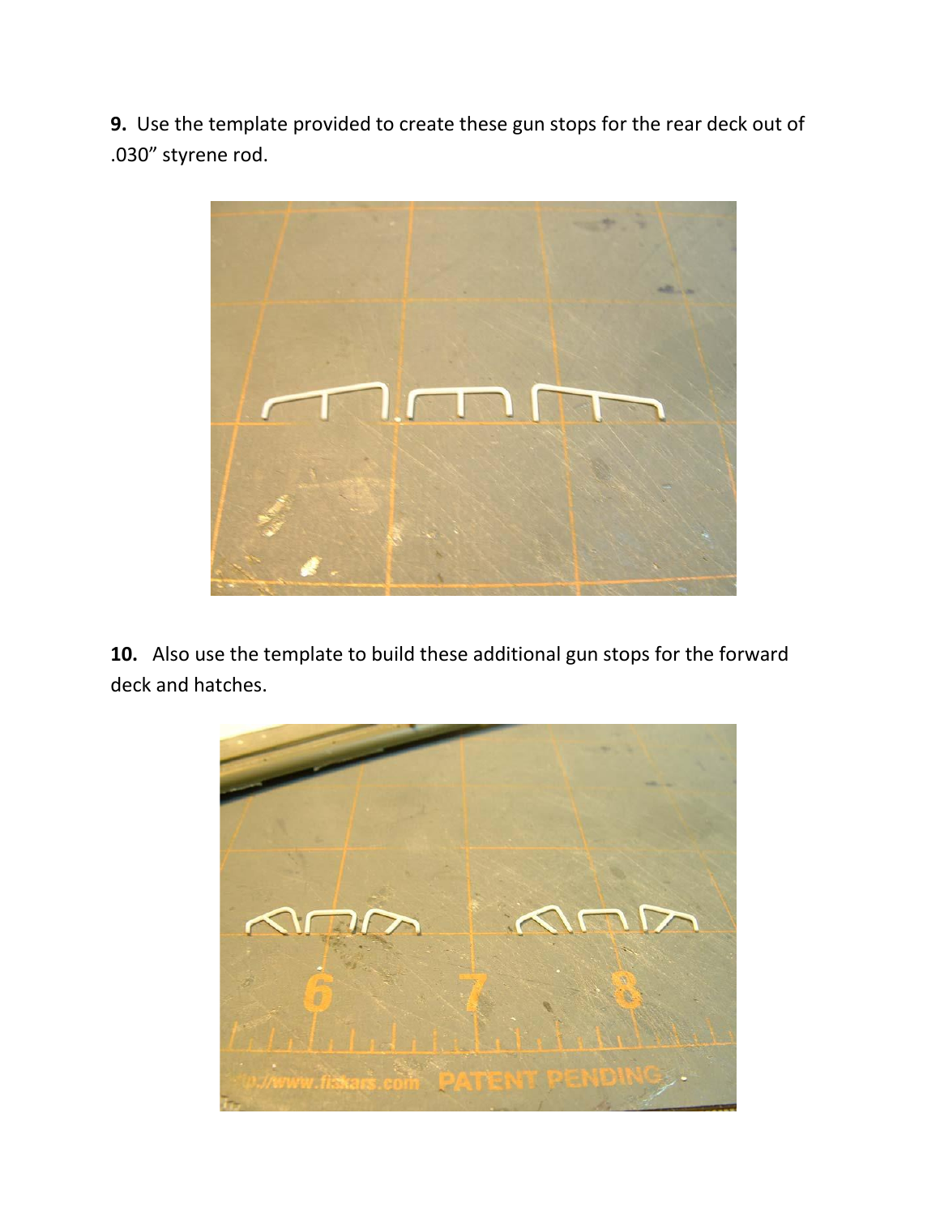**9.** Use the template provided to create these gun stops for the rear deck out of .030" styrene rod.

**10.** Also use the template to build these additional gun stops for the forward deck and hatches.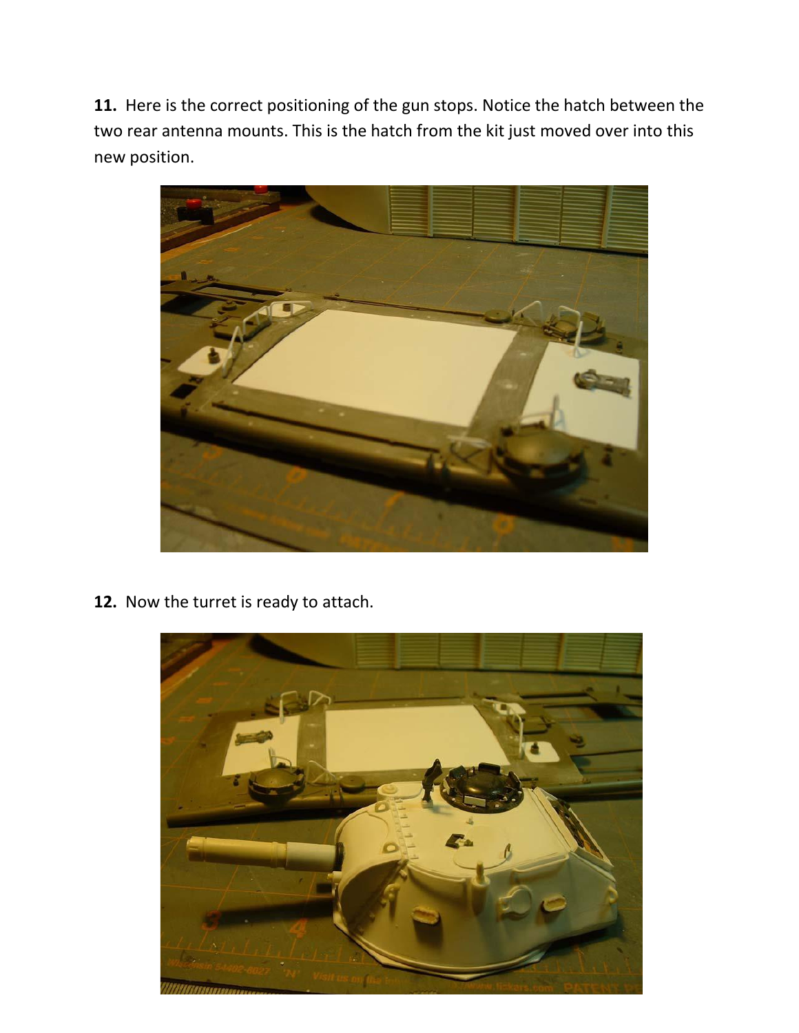**11.** Here is the correct positioning of the gun stops. Notice the hatch between the two rear antenna mounts. This is the hatch from the kit just moved over into this new position.

**12.** Now the turret is ready to attach.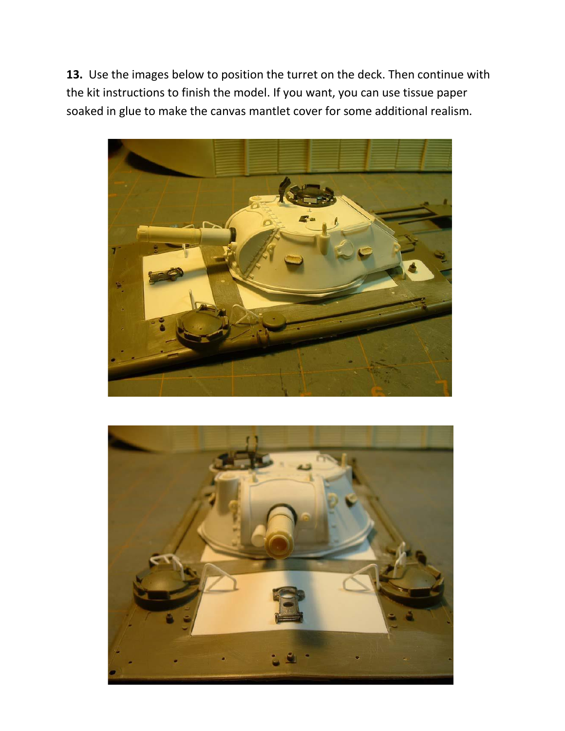**13.** Use the images below to position the turret on the deck. Then continue with the kit instructions to finish the model. If you want, you can use tissue paper soaked in glue to make the canvas mantlet cover for some additional realism.